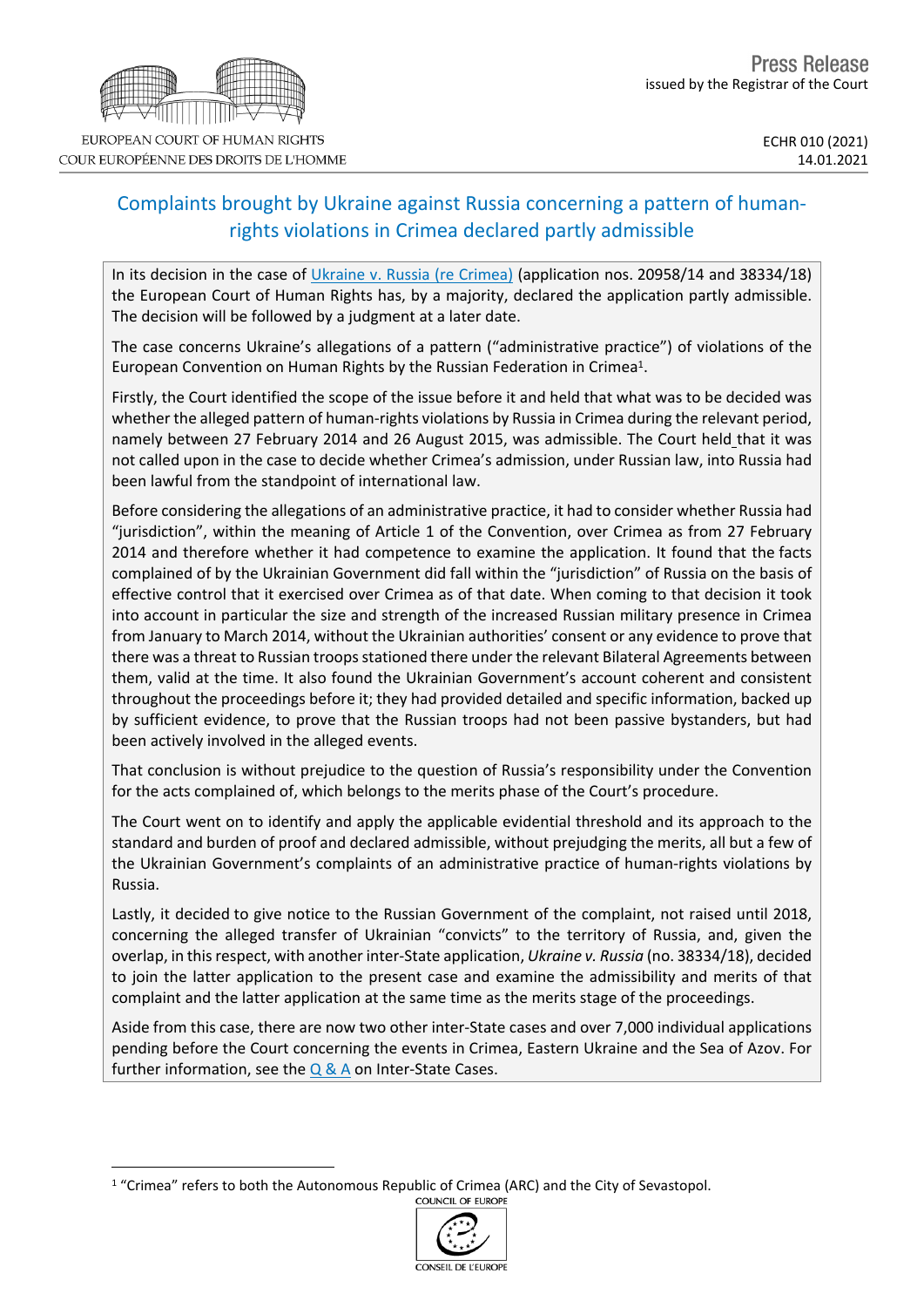Press Release
issued by the Registrar of the Court

EUROPEAN COURT OF HUMAN RIGHTS
COUR EUROPÉENNE DES DROITS DE L'HOMME

ECHR 010 (2021)
14.01.2021

# Complaints brought by Ukraine against Russia concerning a pattern of human-rights violations in Crimea declared partly admissible

In its decision in the case of Ukraine v. Russia (re Crimea) (application nos. 20958/14 and 38334/18) the European Court of Human Rights has, by a majority, declared the application partly admissible. The decision will be followed by a judgment at a later date.

The case concerns Ukraine's allegations of a pattern ("administrative practice") of violations of the European Convention on Human Rights by the Russian Federation in Crimea[1].

Firstly, the Court identified the scope of the issue before it and held that what was to be decided was whether the alleged pattern of human-rights violations by Russia in Crimea during the relevant period, namely between 27 February 2014 and 26 August 2015, was admissible. The Court held that it was not called upon in the case to decide whether Crimea's admission, under Russian law, into Russia had been lawful from the standpoint of international law.

Before considering the allegations of an administrative practice, it had to consider whether Russia had "jurisdiction", within the meaning of Article 1 of the Convention, over Crimea as from 27 February 2014 and therefore whether it had competence to examine the application. It found that the facts complained of by the Ukrainian Government did fall within the "jurisdiction" of Russia on the basis of effective control that it exercised over Crimea as of that date. When coming to that decision it took into account in particular the size and strength of the increased Russian military presence in Crimea from January to March 2014, without the Ukrainian authorities' consent or any evidence to prove that there was a threat to Russian troops stationed there under the relevant Bilateral Agreements between them, valid at the time. It also found the Ukrainian Government's account coherent and consistent throughout the proceedings before it; they had provided detailed and specific information, backed up by sufficient evidence, to prove that the Russian troops had not been passive bystanders, but had been actively involved in the alleged events.

That conclusion is without prejudice to the question of Russia's responsibility under the Convention for the acts complained of, which belongs to the merits phase of the Court's procedure.

The Court went on to identify and apply the applicable evidential threshold and its approach to the standard and burden of proof and declared admissible, without prejudging the merits, all but a few of the Ukrainian Government's complaints of an administrative practice of human-rights violations by Russia.

Lastly, it decided to give notice to the Russian Government of the complaint, not raised until 2018, concerning the alleged transfer of Ukrainian "convicts" to the territory of Russia, and, given the overlap, in this respect, with another inter-State application, *Ukraine v. Russia* (no. 38334/18), decided to join the latter application to the present case and examine the admissibility and merits of that complaint and the latter application at the same time as the merits stage of the proceedings.

Aside from this case, there are now two other inter-State cases and over 7,000 individual applications pending before the Court concerning the events in Crimea, Eastern Ukraine and the Sea of Azov. For further information, see the Q & A on Inter-State Cases.

---

[1] "Crimea" refers to both the Autonomous Republic of Crimea (ARC) and the City of Sevastopol.

COUNCIL OF EUROPE
CONSEIL DE L'EUROPE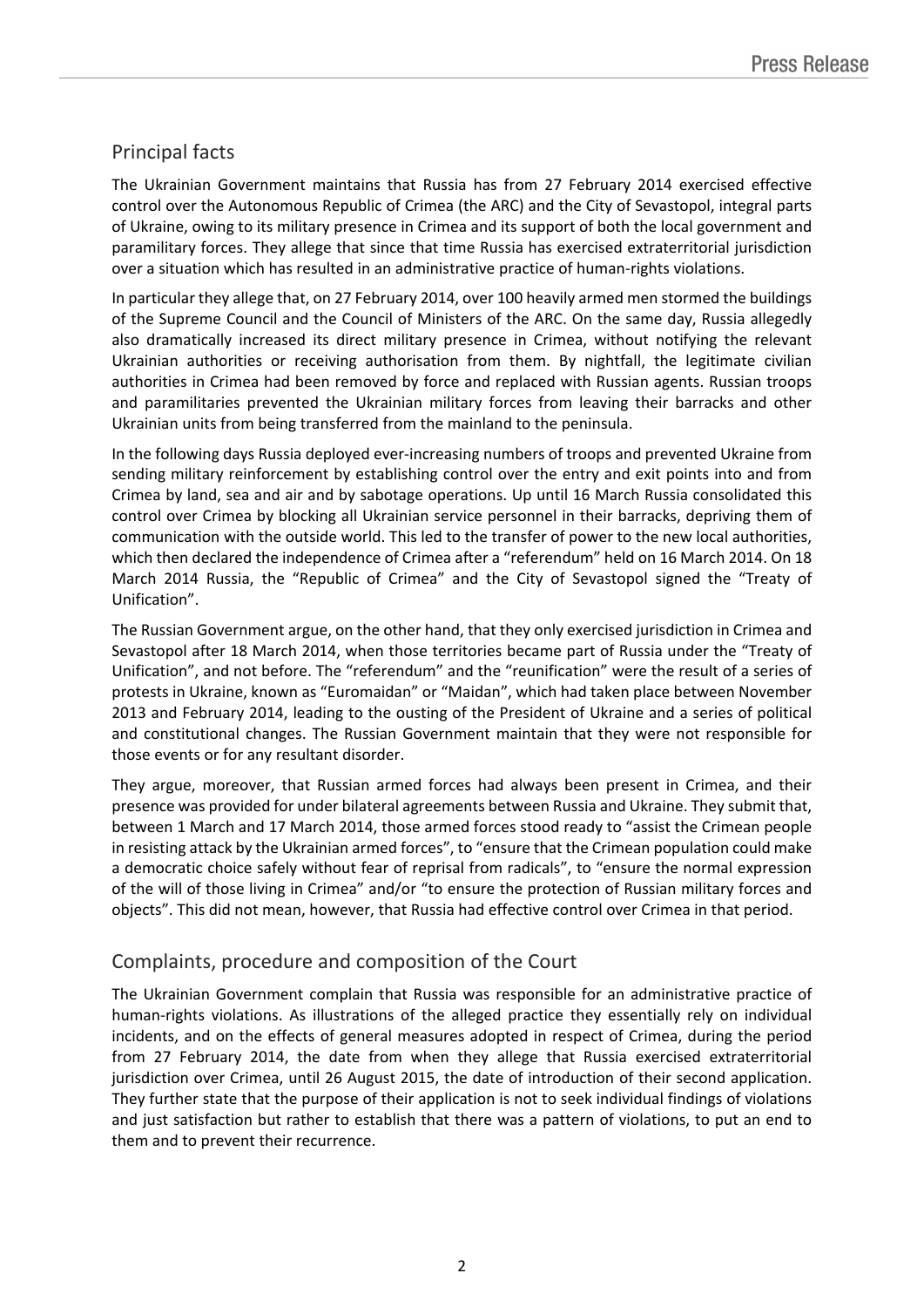## Principal facts

The Ukrainian Government maintains that Russia has from 27 February 2014 exercised effective control over the Autonomous Republic of Crimea (the ARC) and the City of Sevastopol, integral parts of Ukraine, owing to its military presence in Crimea and its support of both the local government and paramilitary forces. They allege that since that time Russia has exercised extraterritorial jurisdiction over a situation which has resulted in an administrative practice of human-rights violations.

In particular they allege that, on 27 February 2014, over 100 heavily armed men stormed the buildings of the Supreme Council and the Council of Ministers of the ARC. On the same day, Russia allegedly also dramatically increased its direct military presence in Crimea, without notifying the relevant Ukrainian authorities or receiving authorisation from them. By nightfall, the legitimate civilian authorities in Crimea had been removed by force and replaced with Russian agents. Russian troops and paramilitaries prevented the Ukrainian military forces from leaving their barracks and other Ukrainian units from being transferred from the mainland to the peninsula.

In the following days Russia deployed ever-increasing numbers of troops and prevented Ukraine from sending military reinforcement by establishing control over the entry and exit points into and from Crimea by land, sea and air and by sabotage operations. Up until 16 March Russia consolidated this control over Crimea by blocking all Ukrainian service personnel in their barracks, depriving them of communication with the outside world. This led to the transfer of power to the new local authorities, which then declared the independence of Crimea after a "referendum" held on 16 March 2014. On 18 March 2014 Russia, the "Republic of Crimea" and the City of Sevastopol signed the "Treaty of Unification".

The Russian Government argue, on the other hand, that they only exercised jurisdiction in Crimea and Sevastopol after 18 March 2014, when those territories became part of Russia under the "Treaty of Unification", and not before. The "referendum" and the "reunification" were the result of a series of protests in Ukraine, known as "Euromaidan" or "Maidan", which had taken place between November 2013 and February 2014, leading to the ousting of the President of Ukraine and a series of political and constitutional changes. The Russian Government maintain that they were not responsible for those events or for any resultant disorder.

They argue, moreover, that Russian armed forces had always been present in Crimea, and their presence was provided for under bilateral agreements between Russia and Ukraine. They submit that, between 1 March and 17 March 2014, those armed forces stood ready to "assist the Crimean people in resisting attack by the Ukrainian armed forces", to "ensure that the Crimean population could make a democratic choice safely without fear of reprisal from radicals", to "ensure the normal expression of the will of those living in Crimea" and/or "to ensure the protection of Russian military forces and objects". This did not mean, however, that Russia had effective control over Crimea in that period.

## Complaints, procedure and composition of the Court

The Ukrainian Government complain that Russia was responsible for an administrative practice of human-rights violations. As illustrations of the alleged practice they essentially rely on individual incidents, and on the effects of general measures adopted in respect of Crimea, during the period from 27 February 2014, the date from when they allege that Russia exercised extraterritorial jurisdiction over Crimea, until 26 August 2015, the date of introduction of their second application. They further state that the purpose of their application is not to seek individual findings of violations and just satisfaction but rather to establish that there was a pattern of violations, to put an end to them and to prevent their recurrence.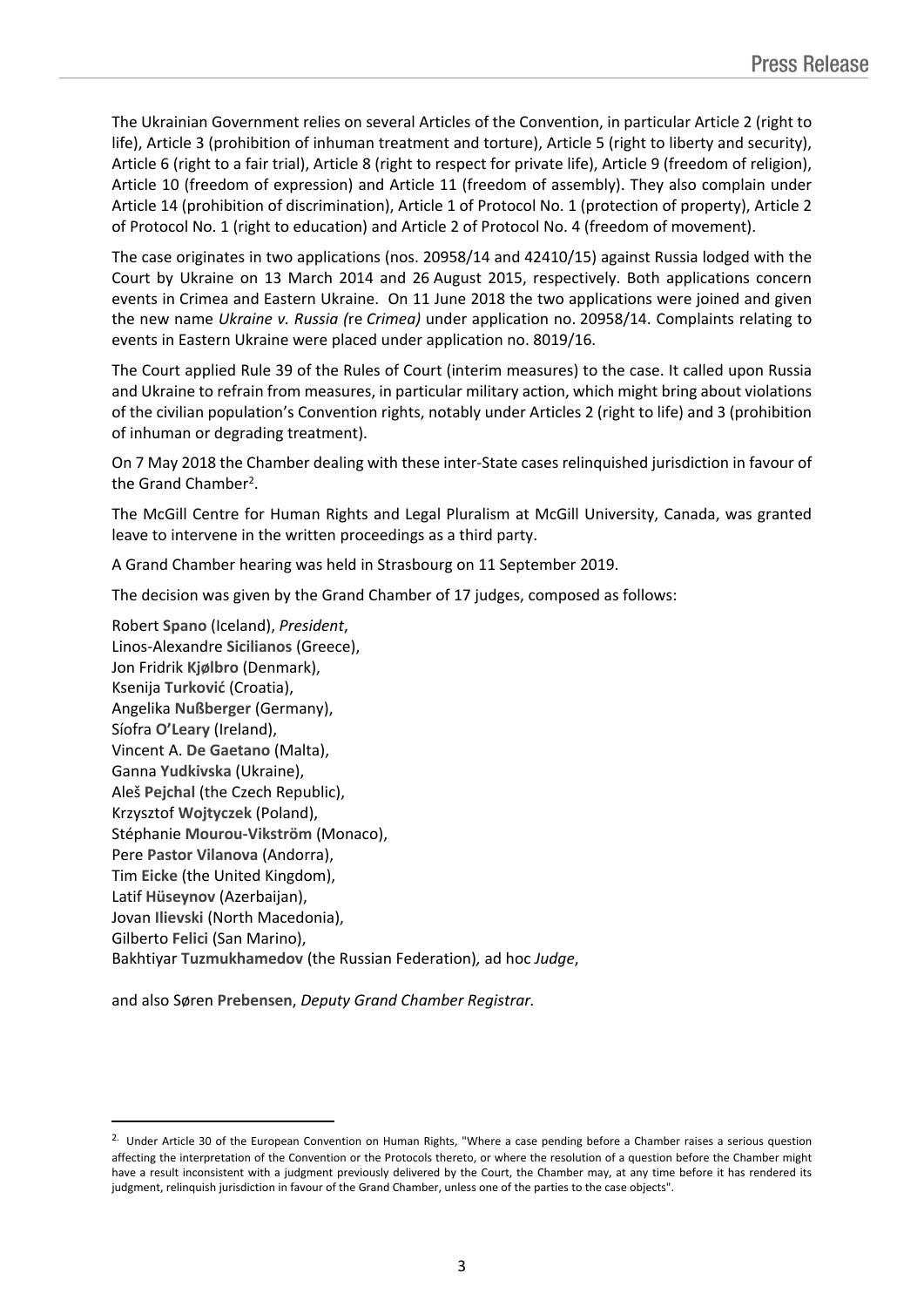The Ukrainian Government relies on several Articles of the Convention, in particular Article 2 (right to life), Article 3 (prohibition of inhuman treatment and torture), Article 5 (right to liberty and security), Article 6 (right to a fair trial), Article 8 (right to respect for private life), Article 9 (freedom of religion), Article 10 (freedom of expression) and Article 11 (freedom of assembly). They also complain under Article 14 (prohibition of discrimination), Article 1 of Protocol No. 1 (protection of property), Article 2 of Protocol No. 1 (right to education) and Article 2 of Protocol No. 4 (freedom of movement).

The case originates in two applications (nos. 20958/14 and 42410/15) against Russia lodged with the Court by Ukraine on 13 March 2014 and 26 August 2015, respectively. Both applications concern events in Crimea and Eastern Ukraine. On 11 June 2018 the two applications were joined and given the new name *Ukraine v. Russia (*re *Crimea)* under application no. 20958/14. Complaints relating to events in Eastern Ukraine were placed under application no. 8019/16.

The Court applied Rule 39 of the Rules of Court (interim measures) to the case. It called upon Russia and Ukraine to refrain from measures, in particular military action, which might bring about violations of the civilian population's Convention rights, notably under Articles 2 (right to life) and 3 (prohibition of inhuman or degrading treatment).

On 7 May 2018 the Chamber dealing with these inter-State cases relinquished jurisdiction in favour of the Grand Chamber[2].

The McGill Centre for Human Rights and Legal Pluralism at McGill University, Canada, was granted leave to intervene in the written proceedings as a third party.

A Grand Chamber hearing was held in Strasbourg on 11 September 2019.

The decision was given by the Grand Chamber of 17 judges, composed as follows:

Robert **Spano** (Iceland), *President*,
Linos-Alexandre **Sicilianos** (Greece),
Jon Fridrik **Kjølbro** (Denmark),
Ksenija **Turković** (Croatia),
Angelika **Nußberger** (Germany),
Síofra **O'Leary** (Ireland),
Vincent A. **De Gaetano** (Malta),
Ganna **Yudkivska** (Ukraine),
Aleš **Pejchal** (the Czech Republic),
Krzysztof **Wojtyczek** (Poland),
Stéphanie **Mourou-Vikström** (Monaco),
Pere **Pastor Vilanova** (Andorra),
Tim **Eicke** (the United Kingdom),
Latif **Hüseynov** (Azerbaijan),
Jovan **Ilievski** (North Macedonia),
Gilberto **Felici** (San Marino),
Bakhtiyar **Tuzmukhamedov** (the Russian Federation), ad hoc *Judge*,

and also Søren **Prebensen**, *Deputy Grand Chamber Registrar.*

---

[2] Under Article 30 of the European Convention on Human Rights, "Where a case pending before a Chamber raises a serious question affecting the interpretation of the Convention or the Protocols thereto, or where the resolution of a question before the Chamber might have a result inconsistent with a judgment previously delivered by the Court, the Chamber may, at any time before it has rendered its judgment, relinquish jurisdiction in favour of the Grand Chamber, unless one of the parties to the case objects".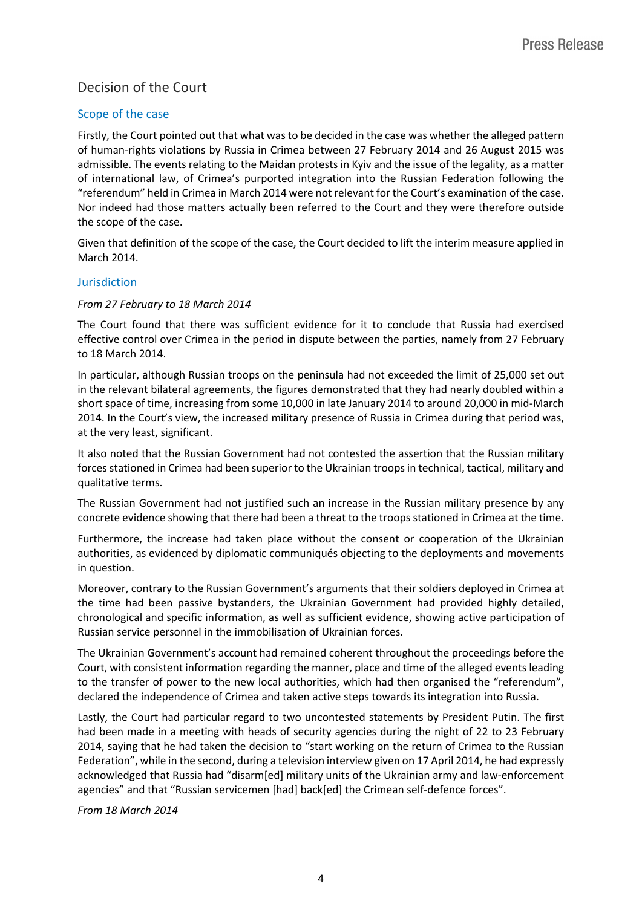## Decision of the Court

### Scope of the case

Firstly, the Court pointed out that what was to be decided in the case was whether the alleged pattern of human-rights violations by Russia in Crimea between 27 February 2014 and 26 August 2015 was admissible. The events relating to the Maidan protests in Kyiv and the issue of the legality, as a matter of international law, of Crimea's purported integration into the Russian Federation following the "referendum" held in Crimea in March 2014 were not relevant for the Court's examination of the case. Nor indeed had those matters actually been referred to the Court and they were therefore outside the scope of the case.

Given that definition of the scope of the case, the Court decided to lift the interim measure applied in March 2014.

### Jurisdiction

*From 27 February to 18 March 2014*

The Court found that there was sufficient evidence for it to conclude that Russia had exercised effective control over Crimea in the period in dispute between the parties, namely from 27 February to 18 March 2014.

In particular, although Russian troops on the peninsula had not exceeded the limit of 25,000 set out in the relevant bilateral agreements, the figures demonstrated that they had nearly doubled within a short space of time, increasing from some 10,000 in late January 2014 to around 20,000 in mid-March 2014. In the Court's view, the increased military presence of Russia in Crimea during that period was, at the very least, significant.

It also noted that the Russian Government had not contested the assertion that the Russian military forces stationed in Crimea had been superior to the Ukrainian troops in technical, tactical, military and qualitative terms.

The Russian Government had not justified such an increase in the Russian military presence by any concrete evidence showing that there had been a threat to the troops stationed in Crimea at the time.

Furthermore, the increase had taken place without the consent or cooperation of the Ukrainian authorities, as evidenced by diplomatic communiqués objecting to the deployments and movements in question.

Moreover, contrary to the Russian Government's arguments that their soldiers deployed in Crimea at the time had been passive bystanders, the Ukrainian Government had provided highly detailed, chronological and specific information, as well as sufficient evidence, showing active participation of Russian service personnel in the immobilisation of Ukrainian forces.

The Ukrainian Government's account had remained coherent throughout the proceedings before the Court, with consistent information regarding the manner, place and time of the alleged events leading to the transfer of power to the new local authorities, which had then organised the "referendum", declared the independence of Crimea and taken active steps towards its integration into Russia.

Lastly, the Court had particular regard to two uncontested statements by President Putin. The first had been made in a meeting with heads of security agencies during the night of 22 to 23 February 2014, saying that he had taken the decision to "start working on the return of Crimea to the Russian Federation", while in the second, during a television interview given on 17 April 2014, he had expressly acknowledged that Russia had "disarm[ed] military units of the Ukrainian army and law-enforcement agencies" and that "Russian servicemen [had] back[ed] the Crimean self-defence forces".

*From 18 March 2014*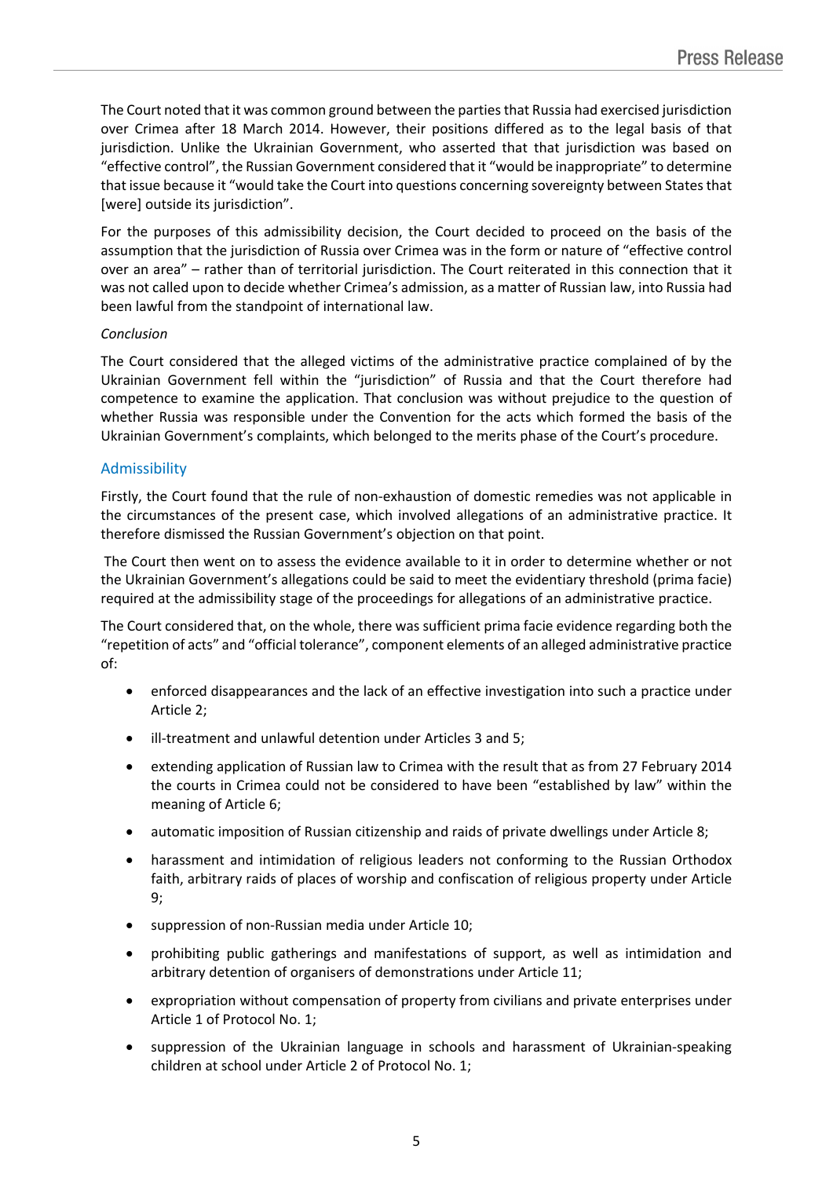The Court noted that it was common ground between the parties that Russia had exercised jurisdiction over Crimea after 18 March 2014. However, their positions differed as to the legal basis of that jurisdiction. Unlike the Ukrainian Government, who asserted that that jurisdiction was based on "effective control", the Russian Government considered that it "would be inappropriate" to determine that issue because it "would take the Court into questions concerning sovereignty between States that [were] outside its jurisdiction".

For the purposes of this admissibility decision, the Court decided to proceed on the basis of the assumption that the jurisdiction of Russia over Crimea was in the form or nature of "effective control over an area" – rather than of territorial jurisdiction. The Court reiterated in this connection that it was not called upon to decide whether Crimea's admission, as a matter of Russian law, into Russia had been lawful from the standpoint of international law.

*Conclusion*

The Court considered that the alleged victims of the administrative practice complained of by the Ukrainian Government fell within the "jurisdiction" of Russia and that the Court therefore had competence to examine the application. That conclusion was without prejudice to the question of whether Russia was responsible under the Convention for the acts which formed the basis of the Ukrainian Government's complaints, which belonged to the merits phase of the Court's procedure.

## Admissibility

Firstly, the Court found that the rule of non-exhaustion of domestic remedies was not applicable in the circumstances of the present case, which involved allegations of an administrative practice. It therefore dismissed the Russian Government's objection on that point.

The Court then went on to assess the evidence available to it in order to determine whether or not the Ukrainian Government's allegations could be said to meet the evidentiary threshold (prima facie) required at the admissibility stage of the proceedings for allegations of an administrative practice.

The Court considered that, on the whole, there was sufficient prima facie evidence regarding both the "repetition of acts" and "official tolerance", component elements of an alleged administrative practice of:

- enforced disappearances and the lack of an effective investigation into such a practice under Article 2;
- ill-treatment and unlawful detention under Articles 3 and 5;
- extending application of Russian law to Crimea with the result that as from 27 February 2014 the courts in Crimea could not be considered to have been "established by law" within the meaning of Article 6;
- automatic imposition of Russian citizenship and raids of private dwellings under Article 8;
- harassment and intimidation of religious leaders not conforming to the Russian Orthodox faith, arbitrary raids of places of worship and confiscation of religious property under Article 9;
- suppression of non-Russian media under Article 10;
- prohibiting public gatherings and manifestations of support, as well as intimidation and arbitrary detention of organisers of demonstrations under Article 11;
- expropriation without compensation of property from civilians and private enterprises under Article 1 of Protocol No. 1;
- suppression of the Ukrainian language in schools and harassment of Ukrainian-speaking children at school under Article 2 of Protocol No. 1;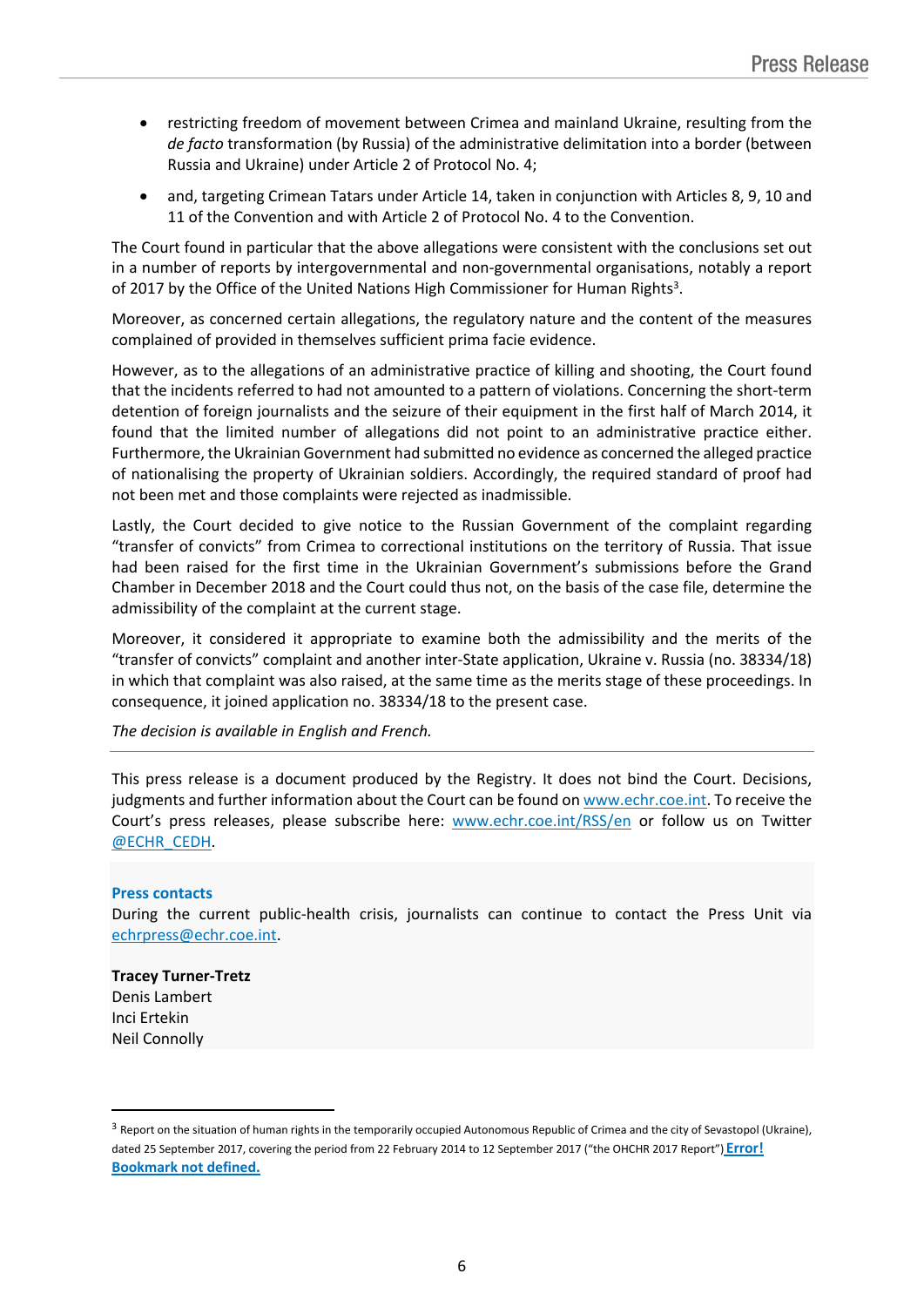- restricting freedom of movement between Crimea and mainland Ukraine, resulting from the *de facto* transformation (by Russia) of the administrative delimitation into a border (between Russia and Ukraine) under Article 2 of Protocol No. 4;
- and, targeting Crimean Tatars under Article 14, taken in conjunction with Articles 8, 9, 10 and 11 of the Convention and with Article 2 of Protocol No. 4 to the Convention.

The Court found in particular that the above allegations were consistent with the conclusions set out in a number of reports by intergovernmental and non-governmental organisations, notably a report of 2017 by the Office of the United Nations High Commissioner for Human Rights[3].

Moreover, as concerned certain allegations, the regulatory nature and the content of the measures complained of provided in themselves sufficient prima facie evidence.

However, as to the allegations of an administrative practice of killing and shooting, the Court found that the incidents referred to had not amounted to a pattern of violations. Concerning the short-term detention of foreign journalists and the seizure of their equipment in the first half of March 2014, it found that the limited number of allegations did not point to an administrative practice either. Furthermore, the Ukrainian Government had submitted no evidence as concerned the alleged practice of nationalising the property of Ukrainian soldiers. Accordingly, the required standard of proof had not been met and those complaints were rejected as inadmissible.

Lastly, the Court decided to give notice to the Russian Government of the complaint regarding "transfer of convicts" from Crimea to correctional institutions on the territory of Russia. That issue had been raised for the first time in the Ukrainian Government's submissions before the Grand Chamber in December 2018 and the Court could thus not, on the basis of the case file, determine the admissibility of the complaint at the current stage.

Moreover, it considered it appropriate to examine both the admissibility and the merits of the "transfer of convicts" complaint and another inter-State application, Ukraine v. Russia (no. 38334/18) in which that complaint was also raised, at the same time as the merits stage of these proceedings. In consequence, it joined application no. 38334/18 to the present case.

*The decision is available in English and French.*

---

This press release is a document produced by the Registry. It does not bind the Court. Decisions, judgments and further information about the Court can be found on www.echr.coe.int. To receive the Court's press releases, please subscribe here: www.echr.coe.int/RSS/en or follow us on Twitter @ECHR_CEDH.

**Press contacts**
During the current public-health crisis, journalists can continue to contact the Press Unit via echrpress@echr.coe.int.

**Tracey Turner-Tretz**
Denis Lambert
Inci Ertekin
Neil Connolly

---

[3] Report on the situation of human rights in the temporarily occupied Autonomous Republic of Crimea and the city of Sevastopol (Ukraine), dated 25 September 2017, covering the period from 22 February 2014 to 12 September 2017 ("the OHCHR 2017 Report") **Error! Bookmark not defined.**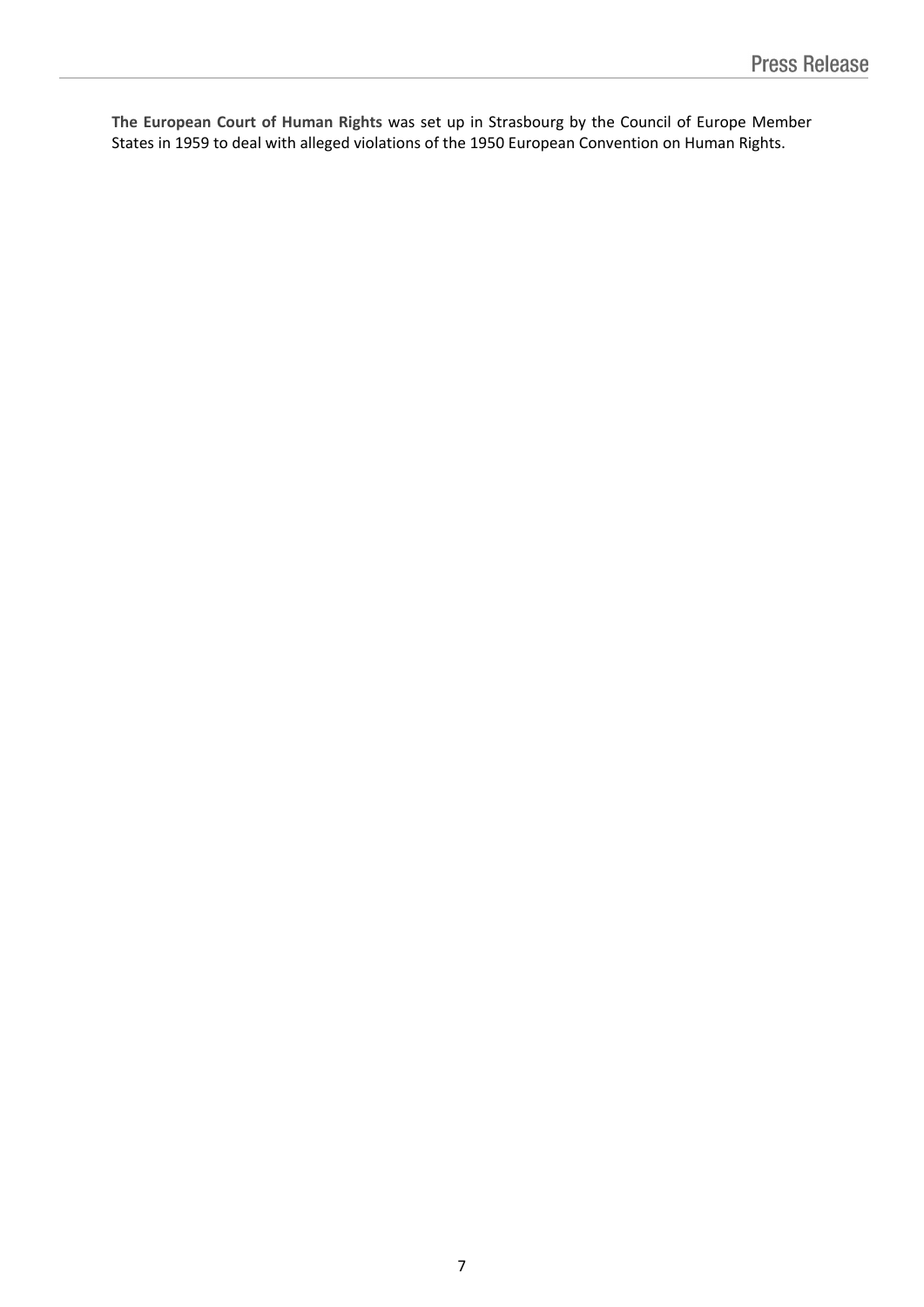**The European Court of Human Rights** was set up in Strasbourg by the Council of Europe Member States in 1959 to deal with alleged violations of the 1950 European Convention on Human Rights.